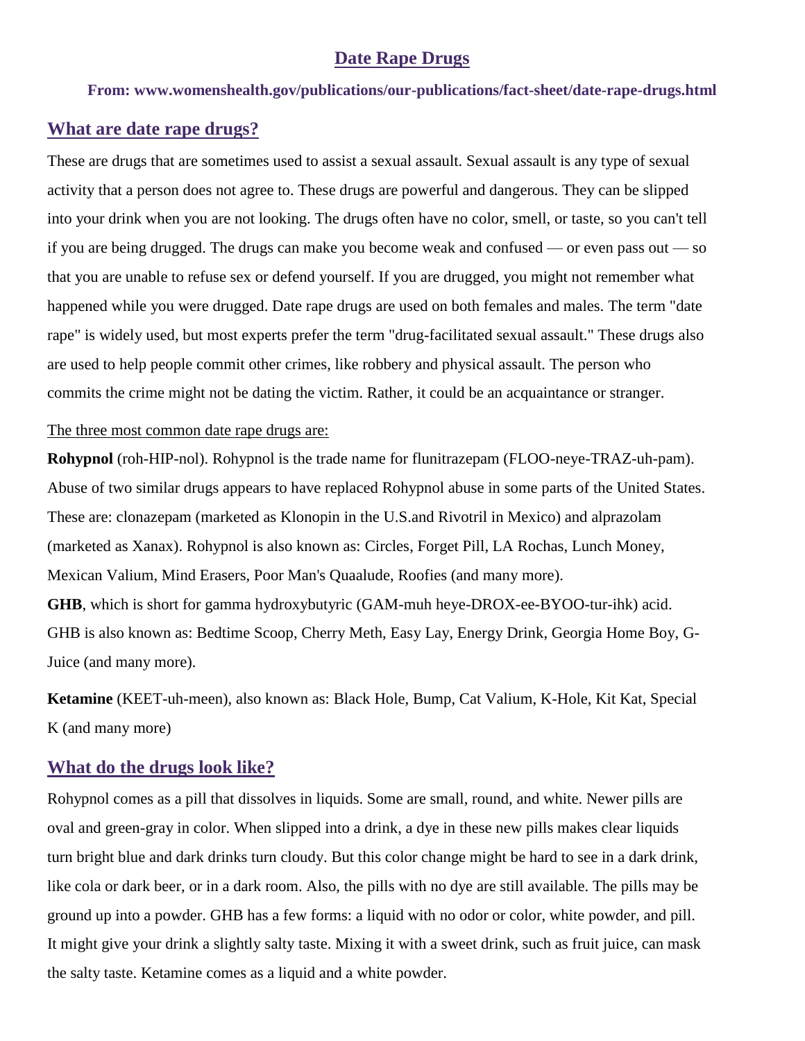# Date Rape Drugs

**From: www.womenshealth.gov/publications/our-publications/fact-sheet/date-rape-drugs.html**

## What are date rape drugs?

These are drugs that are sometimes used to assist a sexual assault. Sexual assault is any type of sexual activity that a person does not agree to. These drugs are powerful and dangerous. They can be slipped into your drink when you are not looking. The drugs often have no color, smell, or taste, so you can't tell if you are being drugged. The drugs can make you become weak and confused — or even pass out — so that you are unable to refuse sex or defend yourself. If you are drugged, you might not remember what happened while you were drugged. Date rape drugs are used on both females and males. The term "date rape" is widely used, but most experts prefer the term "drug-facilitated sexual assault." These drugs also are used to help people commit other crimes, like robbery and physical assault. The person who commits the crime might not be dating the victim. Rather, it could be an acquaintance or stranger.

The three most common date rape drugs are:

**Rohypnol** (roh-HIP-nol). Rohypnol is the trade name for flunitrazepam (FLOO-neye-TRAZ-uh-pam). Abuse of two similar drugs appears to have replaced Rohypnol abuse in some parts of the United States. These are: clonazepam (marketed as Klonopin in the U.S.and Rivotril in Mexico) and alprazolam (marketed as Xanax). Rohypnol is also known as: Circles, Forget Pill, LA Rochas, Lunch Money, Mexican Valium, Mind Erasers, Poor Man's Quaalude, Roofies (and many more).

**GHB**, which is short for gamma hydroxybutyric (GAM-muh heye-DROX-ee-BYOO-tur-ihk) acid. GHB is also known as: Bedtime Scoop, Cherry Meth, Easy Lay, Energy Drink, Georgia Home Boy, G-Juice (and many more).

**Ketamine** (KEET-uh-meen), also known as: Black Hole, Bump, Cat Valium, K-Hole, Kit Kat, Special K (and many more)

## What do the drugs look like?

Rohypnol comes as a pill that dissolves in liquids. Some are small, round, and white. Newer pills are oval and green-gray in color. When slipped into a drink, a dye in these new pills makes clear liquids turn bright blue and dark drinks turn cloudy. But this color change might be hard to see in a dark drink, like cola or dark beer, or in a dark room. Also, the pills with no dye are still available. The pills may be ground up into a powder. GHB has a few forms: a liquid with no odor or color, white powder, and pill. It might give your drink a slightly salty taste. Mixing it with a sweet drink, such as fruit juice, can mask the salty taste. Ketamine comes as a liquid and a white powder.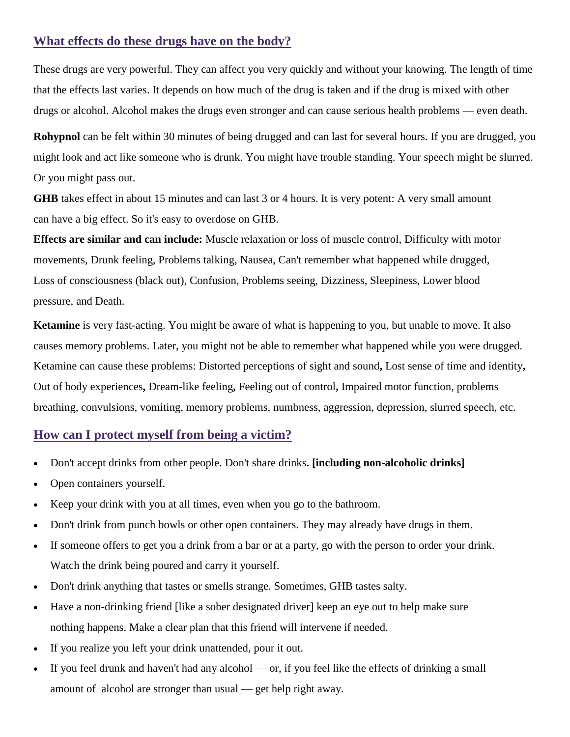## What effects do these drugs have on the body?

These drugs are very powerful. They can affect you very quickly and without your knowing. The length of time that the effects last varies. It depends on how much of the drug is taken and if the drug is mixed with other drugs or alcohol. Alcohol makes the drugs even stronger and can cause serious health problems — even death.

**Rohypnol** can be felt within 30 minutes of being drugged and can last for several hours. If you are drugged, you might look and act like someone who is drunk. You might have trouble standing. Your speech might be slurred. Or you might pass out.

**GHB** takes effect in about 15 minutes and can last 3 or 4 hours. It is very potent: A very small amount can have a big effect. So it's easy to overdose on GHB.

**Effects are similar and can include:** Muscle relaxation or loss of muscle control, Difficulty with motor movements, Drunk feeling, Problems talking, Nausea, Can't remember what happened while drugged, Loss of consciousness (black out), Confusion, Problems seeing, Dizziness, Sleepiness, Lower blood pressure, and Death.

**Ketamine** is very fast-acting. You might be aware of what is happening to you, but unable to move. It also causes memory problems. Later, you might not be able to remember what happened while you were drugged. Ketamine can cause these problems: Distorted perceptions of sight and sound**,** Lost sense of time and identity**,** Out of body experiences**,** Dream-like feeling**,** Feeling out of control**,** Impaired motor function, problems breathing, convulsions, vomiting, memory problems, numbness, aggression, depression, slurred speech, etc.

## How can I protect myself from being a victim?

- Don't accept drinks from other people. Don't share drinks**. [including non-alcoholic drinks]**
- Open containers yourself.
- Keep your drink with you at all times, even when you go to the bathroom.
- Don't drink from punch bowls or other open containers. They may already have drugs in them.
- If someone offers to get you a drink from a bar or at a party, go with the person to order your drink. Watch the drink being poured and carry it yourself.
- Don't drink anything that tastes or smells strange. Sometimes, GHB tastes salty.
- Have a non-drinking friend [like a sober designated driver] keep an eye out to help make sure nothing happens. Make a clear plan that this friend will intervene if needed.
- If you realize you left your drink unattended, pour it out.
- If you feel drunk and haven't had any alcohol — or, if you feel like the effects of drinking a small amount of alcohol are stronger than usual — get help right away.